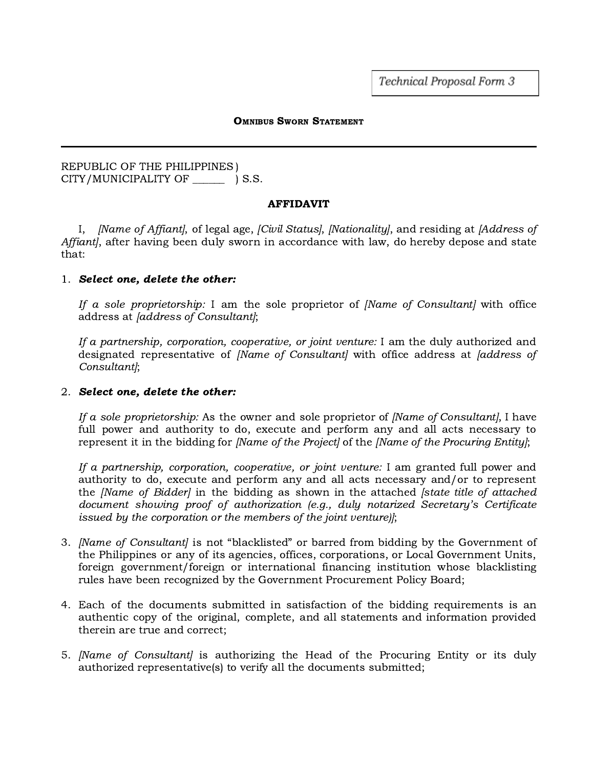Technical Proposal Form 3

**OMNIBUS SWORN STATEMENT**

---

REPUBLIC OF THE PHILIPPINES )
CITY/MUNICIPALITY OF ______ ) S.S.

**AFFIDAVIT**

I, *[Name of Affiant]*, of legal age, *[Civil Status]*, *[Nationality]*, and residing at *[Address of Affiant]*, after having been duly sworn in accordance with law, do hereby depose and state that:

1. ***Select one, delete the other:***

   *If a sole proprietorship:* I am the sole proprietor of *[Name of Consultant]* with office address at *[address of Consultant]*;

   *If a partnership, corporation, cooperative, or joint venture:* I am the duly authorized and designated representative of *[Name of Consultant]* with office address at *[address of Consultant]*;

2. ***Select one, delete the other:***

   *If a sole proprietorship:* As the owner and sole proprietor of *[Name of Consultant]*, I have full power and authority to do, execute and perform any and all acts necessary to represent it in the bidding for *[Name of the Project]* of the *[Name of the Procuring Entity]*;

   *If a partnership, corporation, cooperative, or joint venture:* I am granted full power and authority to do, execute and perform any and all acts necessary and/or to represent the *[Name of Bidder]* in the bidding as shown in the attached *[state title of attached document showing proof of authorization (e.g., duly notarized Secretary's Certificate issued by the corporation or the members of the joint venture)]*;

3. *[Name of Consultant]* is not "blacklisted" or barred from bidding by the Government of the Philippines or any of its agencies, offices, corporations, or Local Government Units, foreign government/foreign or international financing institution whose blacklisting rules have been recognized by the Government Procurement Policy Board;

4. Each of the documents submitted in satisfaction of the bidding requirements is an authentic copy of the original, complete, and all statements and information provided therein are true and correct;

5. *[Name of Consultant]* is authorizing the Head of the Procuring Entity or its duly authorized representative(s) to verify all the documents submitted;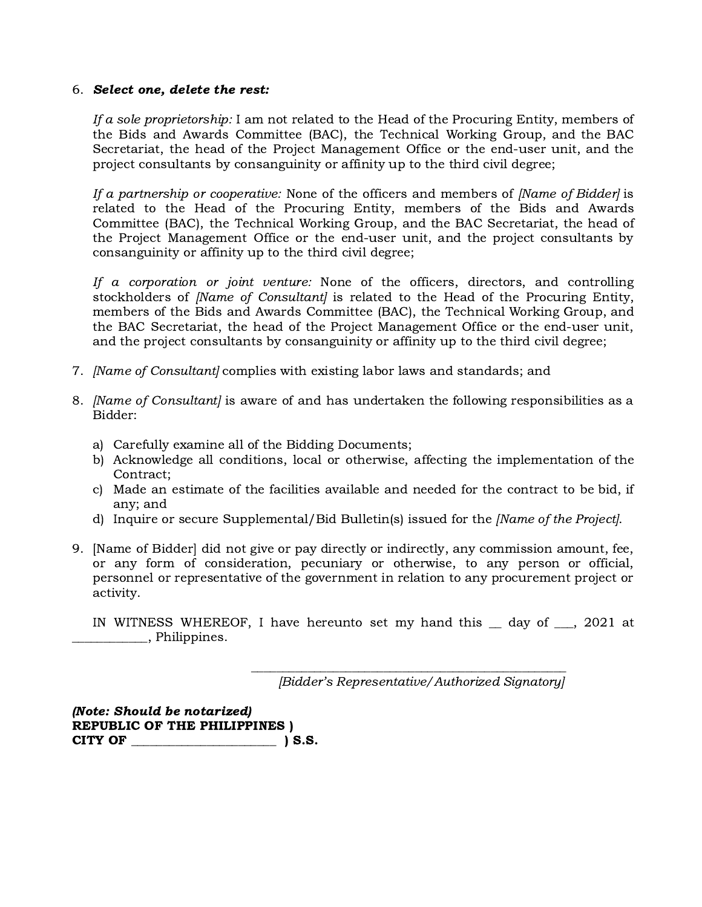6. ***Select one, delete the rest:***

   *If a sole proprietorship:* I am not related to the Head of the Procuring Entity, members of the Bids and Awards Committee (BAC), the Technical Working Group, and the BAC Secretariat, the head of the Project Management Office or the end-user unit, and the project consultants by consanguinity or affinity up to the third civil degree;

   *If a partnership or cooperative:* None of the officers and members of *[Name of Bidder]* is related to the Head of the Procuring Entity, members of the Bids and Awards Committee (BAC), the Technical Working Group, and the BAC Secretariat, the head of the Project Management Office or the end-user unit, and the project consultants by consanguinity or affinity up to the third civil degree;

   *If a corporation or joint venture:* None of the officers, directors, and controlling stockholders of *[Name of Consultant]* is related to the Head of the Procuring Entity, members of the Bids and Awards Committee (BAC), the Technical Working Group, and the BAC Secretariat, the head of the Project Management Office or the end-user unit, and the project consultants by consanguinity or affinity up to the third civil degree;

7. *[Name of Consultant]* complies with existing labor laws and standards; and

8. *[Name of Consultant]* is aware of and has undertaken the following responsibilities as a Bidder:

   a) Carefully examine all of the Bidding Documents;
   b) Acknowledge all conditions, local or otherwise, affecting the implementation of the Contract;
   c) Made an estimate of the facilities available and needed for the contract to be bid, if any; and
   d) Inquire or secure Supplemental/Bid Bulletin(s) issued for the *[Name of the Project]*.

9. [Name of Bidder] did not give or pay directly or indirectly, any commission amount, fee, or any form of consideration, pecuniary or otherwise, to any person or official, personnel or representative of the government in relation to any procurement project or activity.

IN WITNESS WHEREOF, I have hereunto set my hand this __ day of ___, 2021 at ____________, Philippines.

_____________________________________________________

*[Bidder's Representative/Authorized Signatory]*

***(Note: Should be notarized)***

**REPUBLIC OF THE PHILIPPINES )**

**CITY OF ________________________ ) S.S.**